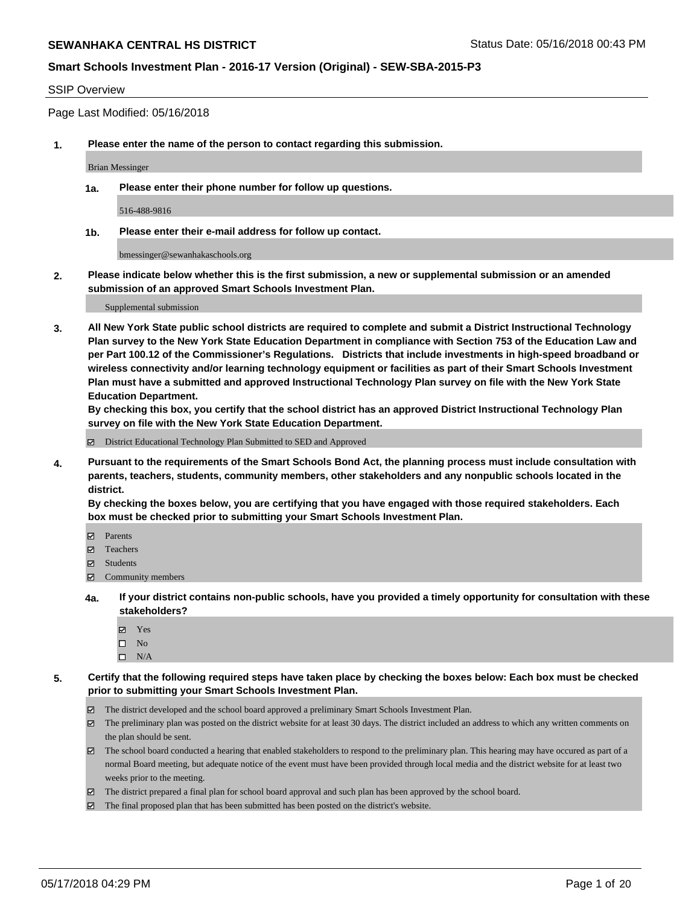**SEWANHAKA CENTRAL HS DISTRICT** Status Date: 05/16/2018 00:43 PM

**Smart Schools Investment Plan - 2016-17 Version (Original) - SEW-SBA-2015-P3**

SSIP Overview

Page Last Modified: 05/16/2018

**1. Please enter the name of the person to contact regarding this submission.**

Brian Messinger

**1a. Please enter their phone number for follow up questions.**

516-488-9816

**1b. Please enter their e-mail address for follow up contact.**

bmessinger@sewanhakaschools.org

**2. Please indicate below whether this is the first submission, a new or supplemental submission or an amended submission of an approved Smart Schools Investment Plan.**

Supplemental submission

**3. All New York State public school districts are required to complete and submit a District Instructional Technology Plan survey to the New York State Education Department in compliance with Section 753 of the Education Law and per Part 100.12 of the Commissioner's Regulations. Districts that include investments in high-speed broadband or wireless connectivity and/or learning technology equipment or facilities as part of their Smart Schools Investment Plan must have a submitted and approved Instructional Technology Plan survey on file with the New York State Education Department.**
**By checking this box, you certify that the school district has an approved District Instructional Technology Plan survey on file with the New York State Education Department.**

- [x] District Educational Technology Plan Submitted to SED and Approved

**4. Pursuant to the requirements of the Smart Schools Bond Act, the planning process must include consultation with parents, teachers, students, community members, other stakeholders and any nonpublic schools located in the district.**
**By checking the boxes below, you are certifying that you have engaged with those required stakeholders. Each box must be checked prior to submitting your Smart Schools Investment Plan.**

- [x] Parents
- [x] Teachers
- [x] Students
- [x] Community members

**4a. If your district contains non-public schools, have you provided a timely opportunity for consultation with these stakeholders?**

- [x] Yes
- [ ] No
- [ ] N/A

**5. Certify that the following required steps have taken place by checking the boxes below: Each box must be checked prior to submitting your Smart Schools Investment Plan.**

- [x] The district developed and the school board approved a preliminary Smart Schools Investment Plan.
- [x] The preliminary plan was posted on the district website for at least 30 days. The district included an address to which any written comments on the plan should be sent.
- [x] The school board conducted a hearing that enabled stakeholders to respond to the preliminary plan. This hearing may have occured as part of a normal Board meeting, but adequate notice of the event must have been provided through local media and the district website for at least two weeks prior to the meeting.
- [x] The district prepared a final plan for school board approval and such plan has been approved by the school board.
- [x] The final proposed plan that has been submitted has been posted on the district's website.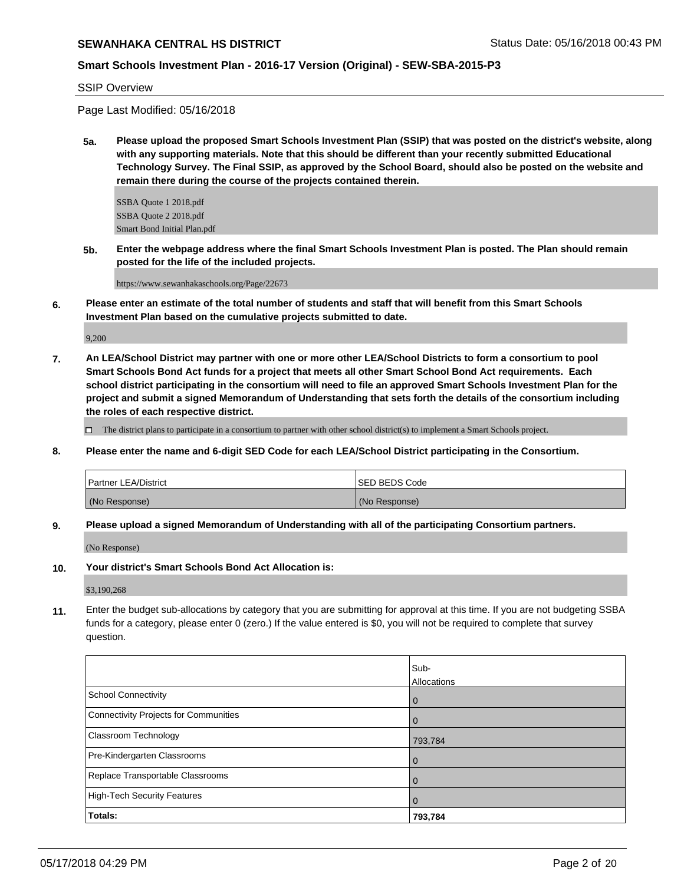SSIP Overview

Page Last Modified: 05/16/2018

**5a. Please upload the proposed Smart Schools Investment Plan (SSIP) that was posted on the district's website, along with any supporting materials. Note that this should be different than your recently submitted Educational Technology Survey. The Final SSIP, as approved by the School Board, should also be posted on the website and remain there during the course of the projects contained therein.**

SSBA Quote 1 2018.pdf
SSBA Quote 2 2018.pdf
Smart Bond Initial Plan.pdf

**5b. Enter the webpage address where the final Smart Schools Investment Plan is posted. The Plan should remain posted for the life of the included projects.**

https://www.sewanhakaschools.org/Page/22673

**6. Please enter an estimate of the total number of students and staff that will benefit from this Smart Schools Investment Plan based on the cumulative projects submitted to date.**

9,200

**7. An LEA/School District may partner with one or more other LEA/School Districts to form a consortium to pool Smart Schools Bond Act funds for a project that meets all other Smart School Bond Act requirements. Each school district participating in the consortium will need to file an approved Smart Schools Investment Plan for the project and submit a signed Memorandum of Understanding that sets forth the details of the consortium including the roles of each respective district.**

☐ The district plans to participate in a consortium to partner with other school district(s) to implement a Smart Schools project.

**8. Please enter the name and 6-digit SED Code for each LEA/School District participating in the Consortium.**

| Partner LEA/District | SED BEDS Code |
| --- | --- |
| (No Response) | (No Response) |

**9. Please upload a signed Memorandum of Understanding with all of the participating Consortium partners.**

(No Response)

**10. Your district's Smart Schools Bond Act Allocation is:**

$3,190,268

**11.** Enter the budget sub-allocations by category that you are submitting for approval at this time. If you are not budgeting SSBA funds for a category, please enter 0 (zero.) If the value entered is $0, you will not be required to complete that survey question.

| | Sub-Allocations |
| --- | --- |
| School Connectivity | 0 |
| Connectivity Projects for Communities | 0 |
| Classroom Technology | 793,784 |
| Pre-Kindergarten Classrooms | 0 |
| Replace Transportable Classrooms | 0 |
| High-Tech Security Features | 0 |
| **Totals:** | **793,784** |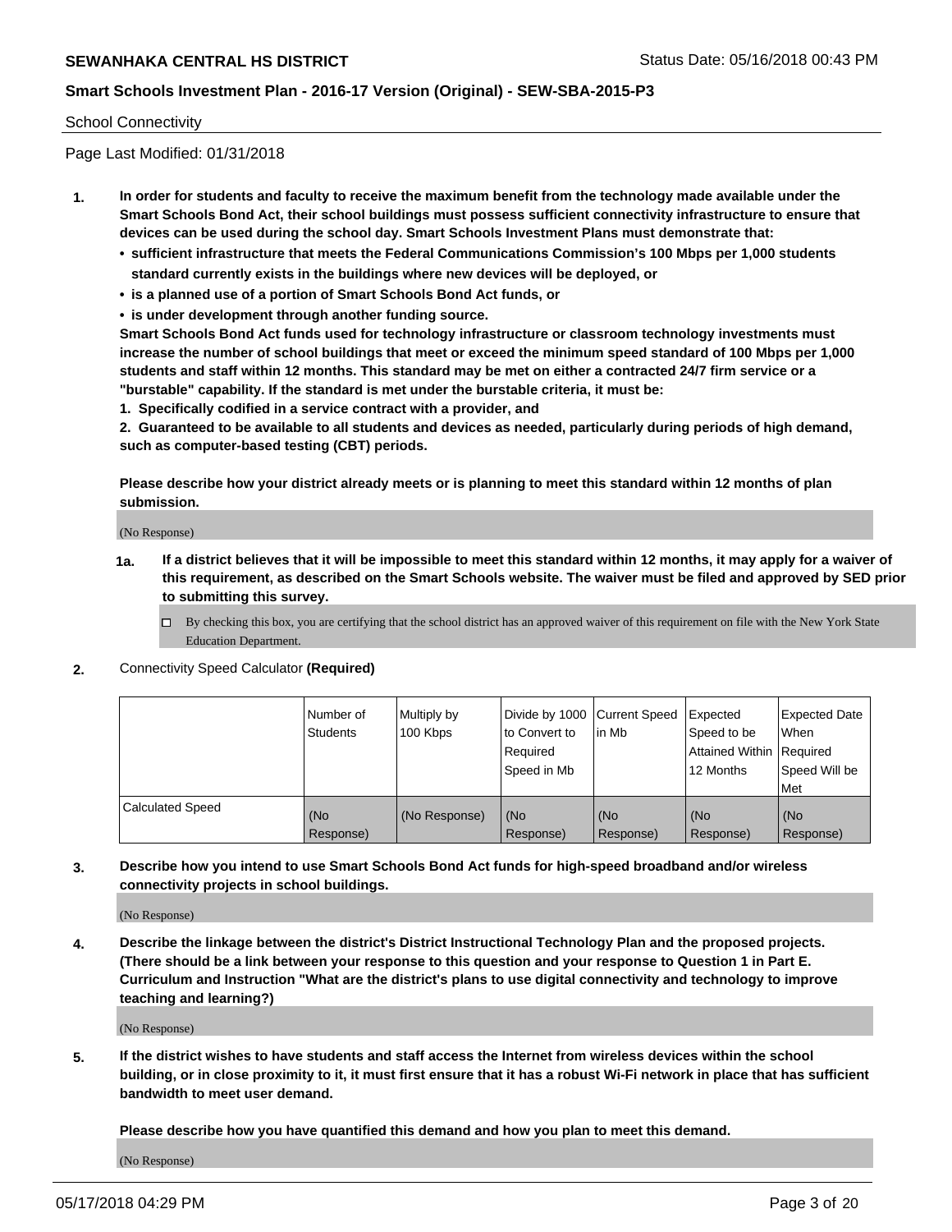School Connectivity

Page Last Modified: 01/31/2018

**1. In order for students and faculty to receive the maximum benefit from the technology made available under the Smart Schools Bond Act, their school buildings must possess sufficient connectivity infrastructure to ensure that devices can be used during the school day. Smart Schools Investment Plans must demonstrate that:**

- **sufficient infrastructure that meets the Federal Communications Commission's 100 Mbps per 1,000 students standard currently exists in the buildings where new devices will be deployed, or**
- **is a planned use of a portion of Smart Schools Bond Act funds, or**
- **is under development through another funding source.**

**Smart Schools Bond Act funds used for technology infrastructure or classroom technology investments must increase the number of school buildings that meet or exceed the minimum speed standard of 100 Mbps per 1,000 students and staff within 12 months. This standard may be met on either a contracted 24/7 firm service or a "burstable" capability. If the standard is met under the burstable criteria, it must be:**

**1. Specifically codified in a service contract with a provider, and**

**2. Guaranteed to be available to all students and devices as needed, particularly during periods of high demand, such as computer-based testing (CBT) periods.**

**Please describe how your district already meets or is planning to meet this standard within 12 months of plan submission.**

(No Response)

**1a. If a district believes that it will be impossible to meet this standard within 12 months, it may apply for a waiver of this requirement, as described on the Smart Schools website. The waiver must be filed and approved by SED prior to submitting this survey.**

☐ By checking this box, you are certifying that the school district has an approved waiver of this requirement on file with the New York State Education Department.

**2.** Connectivity Speed Calculator **(Required)**

| | Number of Students | Multiply by 100 Kbps | Divide by 1000 to Convert to Required Speed in Mb | Current Speed in Mb | Expected Speed to be Attained Within 12 Months | Expected Date When Required Speed Will be Met |
|---|---|---|---|---|---|---|
| Calculated Speed | (No Response) | (No Response) | (No Response) | (No Response) | (No Response) | (No Response) |

**3. Describe how you intend to use Smart Schools Bond Act funds for high-speed broadband and/or wireless connectivity projects in school buildings.**

(No Response)

**4. Describe the linkage between the district's District Instructional Technology Plan and the proposed projects. (There should be a link between your response to this question and your response to Question 1 in Part E. Curriculum and Instruction "What are the district's plans to use digital connectivity and technology to improve teaching and learning?)**

(No Response)

**5. If the district wishes to have students and staff access the Internet from wireless devices within the school building, or in close proximity to it, it must first ensure that it has a robust Wi-Fi network in place that has sufficient bandwidth to meet user demand.**

**Please describe how you have quantified this demand and how you plan to meet this demand.**

(No Response)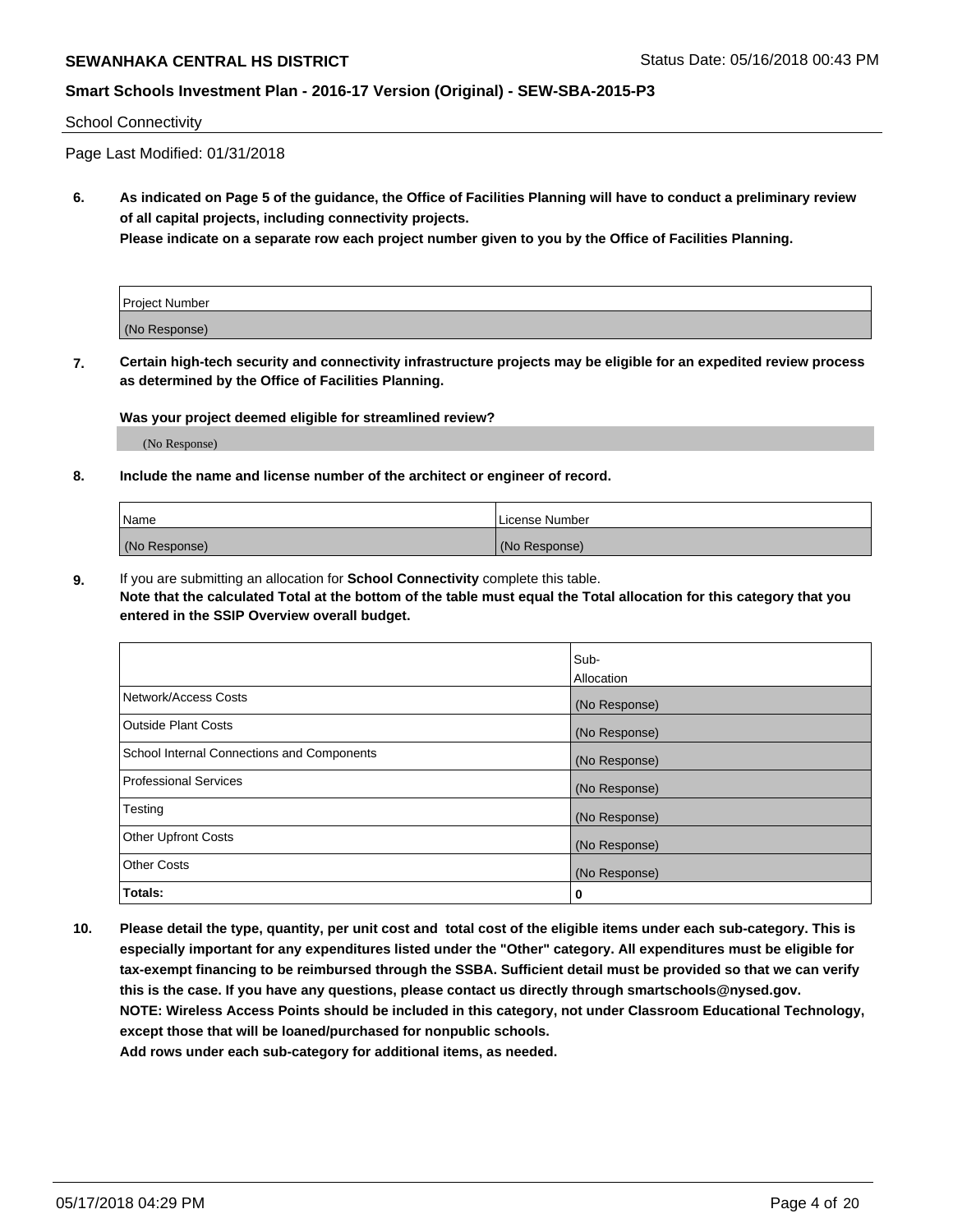School Connectivity

Page Last Modified: 01/31/2018

**6. As indicated on Page 5 of the guidance, the Office of Facilities Planning will have to conduct a preliminary review of all capital projects, including connectivity projects.**
**Please indicate on a separate row each project number given to you by the Office of Facilities Planning.**

| Project Number |
| --- |
| (No Response) |

**7. Certain high-tech security and connectivity infrastructure projects may be eligible for an expedited review process as determined by the Office of Facilities Planning.**

**Was your project deemed eligible for streamlined review?**

(No Response)

**8. Include the name and license number of the architect or engineer of record.**

| Name | License Number |
| --- | --- |
| (No Response) | (No Response) |

**9.** If you are submitting an allocation for **School Connectivity** complete this table.
**Note that the calculated Total at the bottom of the table must equal the Total allocation for this category that you entered in the SSIP Overview overall budget.**

| | Sub-Allocation |
| --- | --- |
| Network/Access Costs | (No Response) |
| Outside Plant Costs | (No Response) |
| School Internal Connections and Components | (No Response) |
| Professional Services | (No Response) |
| Testing | (No Response) |
| Other Upfront Costs | (No Response) |
| Other Costs | (No Response) |
| **Totals:** | **0** |

**10. Please detail the type, quantity, per unit cost and total cost of the eligible items under each sub-category. This is especially important for any expenditures listed under the "Other" category. All expenditures must be eligible for tax-exempt financing to be reimbursed through the SSBA. Sufficient detail must be provided so that we can verify this is the case. If you have any questions, please contact us directly through smartschools@nysed.gov.**
**NOTE: Wireless Access Points should be included in this category, not under Classroom Educational Technology, except those that will be loaned/purchased for nonpublic schools.**
**Add rows under each sub-category for additional items, as needed.**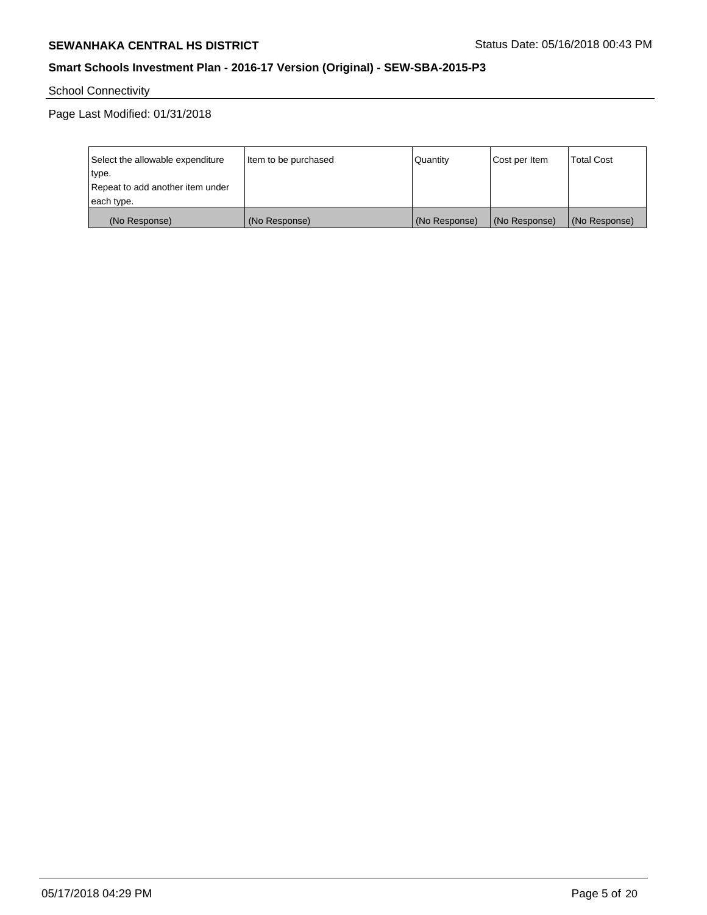School Connectivity

Page Last Modified: 01/31/2018

| Select the allowable expenditure type. Repeat to add another item under each type. | Item to be purchased | Quantity | Cost per Item | Total Cost |
|---|---|---|---|---|
| (No Response) | (No Response) | (No Response) | (No Response) | (No Response) |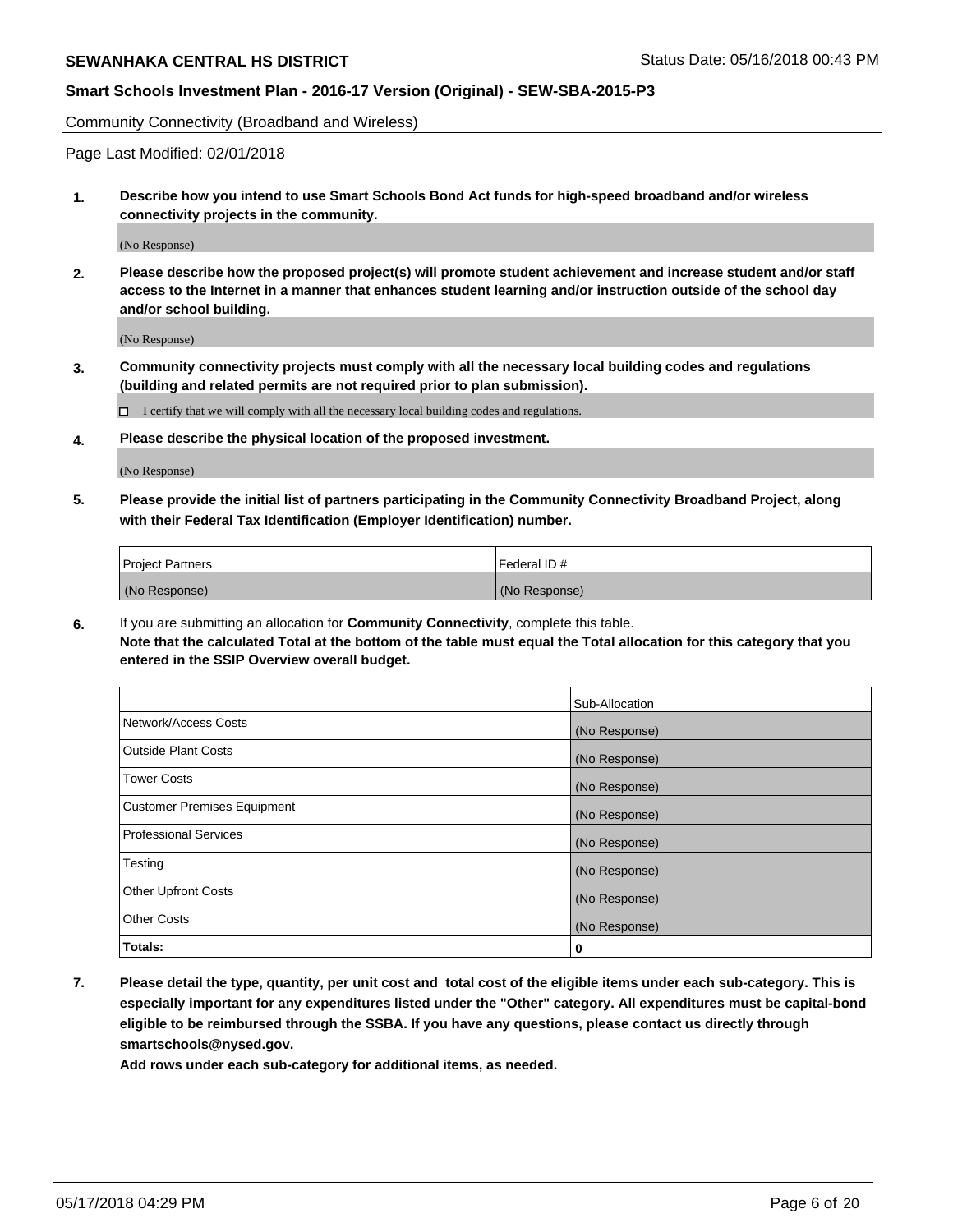Community Connectivity (Broadband and Wireless)

Page Last Modified: 02/01/2018

**1. Describe how you intend to use Smart Schools Bond Act funds for high-speed broadband and/or wireless connectivity projects in the community.**

(No Response)

**2. Please describe how the proposed project(s) will promote student achievement and increase student and/or staff access to the Internet in a manner that enhances student learning and/or instruction outside of the school day and/or school building.**

(No Response)

**3. Community connectivity projects must comply with all the necessary local building codes and regulations (building and related permits are not required prior to plan submission).**

☐ I certify that we will comply with all the necessary local building codes and regulations.

**4. Please describe the physical location of the proposed investment.**

(No Response)

**5. Please provide the initial list of partners participating in the Community Connectivity Broadband Project, along with their Federal Tax Identification (Employer Identification) number.**

| Project Partners | Federal ID # |
|---|---|
| (No Response) | (No Response) |

**6.** If you are submitting an allocation for **Community Connectivity**, complete this table.
**Note that the calculated Total at the bottom of the table must equal the Total allocation for this category that you entered in the SSIP Overview overall budget.**

| | Sub-Allocation |
|---|---|
| Network/Access Costs | (No Response) |
| Outside Plant Costs | (No Response) |
| Tower Costs | (No Response) |
| Customer Premises Equipment | (No Response) |
| Professional Services | (No Response) |
| Testing | (No Response) |
| Other Upfront Costs | (No Response) |
| Other Costs | (No Response) |
| **Totals:** | **0** |

**7. Please detail the type, quantity, per unit cost and total cost of the eligible items under each sub-category. This is especially important for any expenditures listed under the "Other" category. All expenditures must be capital-bond eligible to be reimbursed through the SSBA. If you have any questions, please contact us directly through smartschools@nysed.gov.**

**Add rows under each sub-category for additional items, as needed.**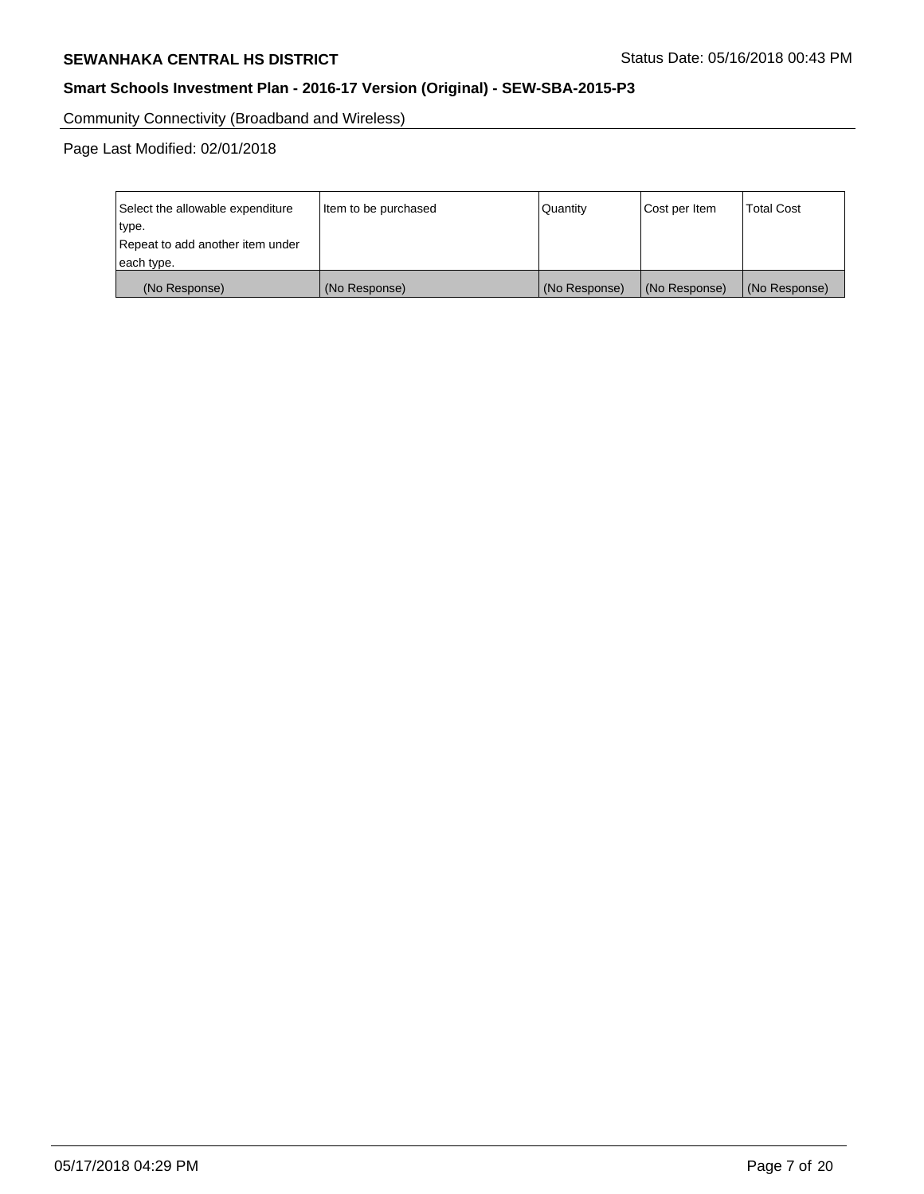Community Connectivity (Broadband and Wireless)

Page Last Modified: 02/01/2018

| Select the allowable expenditure type. Repeat to add another item under each type. | Item to be purchased | Quantity | Cost per Item | Total Cost |
| --- | --- | --- | --- | --- |
| (No Response) | (No Response) | (No Response) | (No Response) | (No Response) |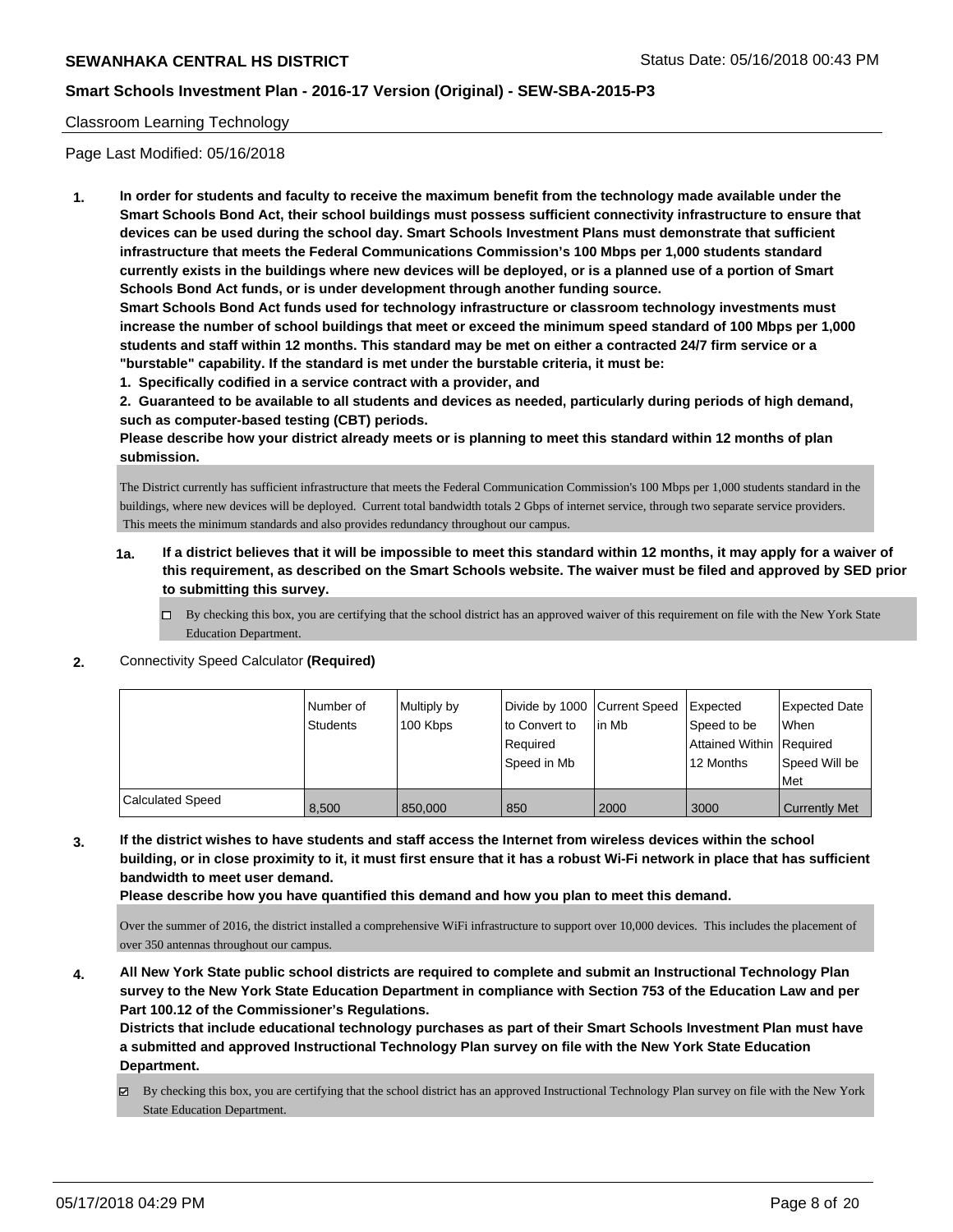Classroom Learning Technology

Page Last Modified: 05/16/2018

**1. In order for students and faculty to receive the maximum benefit from the technology made available under the Smart Schools Bond Act, their school buildings must possess sufficient connectivity infrastructure to ensure that devices can be used during the school day. Smart Schools Investment Plans must demonstrate that sufficient infrastructure that meets the Federal Communications Commission's 100 Mbps per 1,000 students standard currently exists in the buildings where new devices will be deployed, or is a planned use of a portion of Smart Schools Bond Act funds, or is under development through another funding source.**

**Smart Schools Bond Act funds used for technology infrastructure or classroom technology investments must increase the number of school buildings that meet or exceed the minimum speed standard of 100 Mbps per 1,000 students and staff within 12 months. This standard may be met on either a contracted 24/7 firm service or a "burstable" capability. If the standard is met under the burstable criteria, it must be:**

**1. Specifically codified in a service contract with a provider, and**

**2. Guaranteed to be available to all students and devices as needed, particularly during periods of high demand, such as computer-based testing (CBT) periods.**

**Please describe how your district already meets or is planning to meet this standard within 12 months of plan submission.**

The District currently has sufficient infrastructure that meets the Federal Communication Commission's 100 Mbps per 1,000 students standard in the buildings, where new devices will be deployed. Current total bandwidth totals 2 Gbps of internet service, through two separate service providers. This meets the minimum standards and also provides redundancy throughout our campus.

**1a. If a district believes that it will be impossible to meet this standard within 12 months, it may apply for a waiver of this requirement, as described on the Smart Schools website. The waiver must be filed and approved by SED prior to submitting this survey.**

☐ By checking this box, you are certifying that the school district has an approved waiver of this requirement on file with the New York State Education Department.

**2.** Connectivity Speed Calculator **(Required)**

| | Number of Students | Multiply by 100 Kbps | Divide by 1000 to Convert to Required Speed in Mb | Current Speed in Mb | Expected Speed to be Attained Within 12 Months | Expected Date When Required Speed Will be Met |
|---|---|---|---|---|---|---|
| Calculated Speed | 8,500 | 850,000 | 850 | 2000 | 3000 | Currently Met |

**3. If the district wishes to have students and staff access the Internet from wireless devices within the school building, or in close proximity to it, it must first ensure that it has a robust Wi-Fi network in place that has sufficient bandwidth to meet user demand.**

**Please describe how you have quantified this demand and how you plan to meet this demand.**

Over the summer of 2016, the district installed a comprehensive WiFi infrastructure to support over 10,000 devices. This includes the placement of over 350 antennas throughout our campus.

**4. All New York State public school districts are required to complete and submit an Instructional Technology Plan survey to the New York State Education Department in compliance with Section 753 of the Education Law and per Part 100.12 of the Commissioner's Regulations.**

**Districts that include educational technology purchases as part of their Smart Schools Investment Plan must have a submitted and approved Instructional Technology Plan survey on file with the New York State Education Department.**

☑ By checking this box, you are certifying that the school district has an approved Instructional Technology Plan survey on file with the New York State Education Department.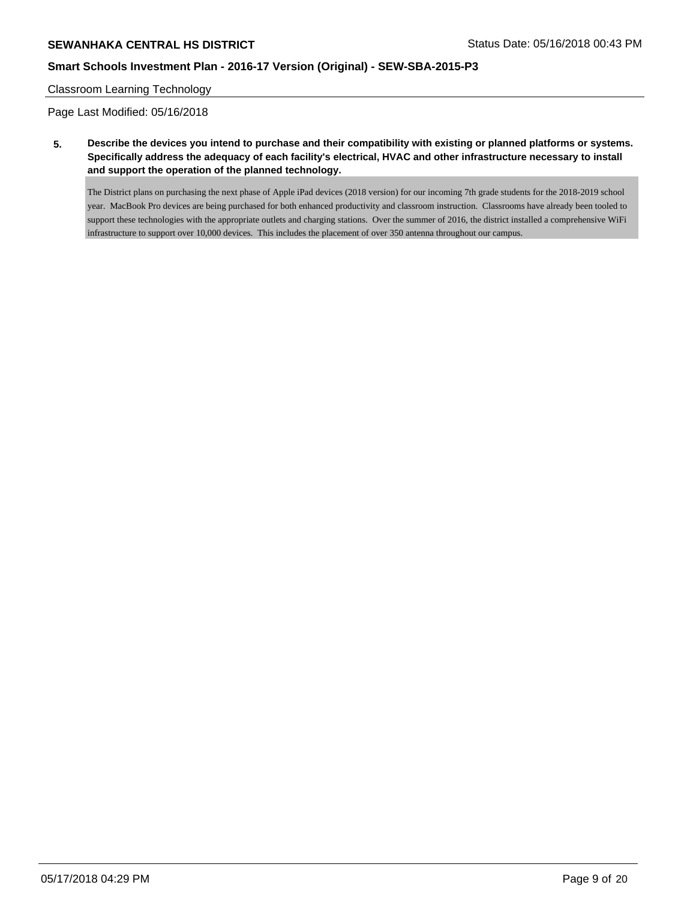Classroom Learning Technology

Page Last Modified: 05/16/2018

**5. Describe the devices you intend to purchase and their compatibility with existing or planned platforms or systems. Specifically address the adequacy of each facility's electrical, HVAC and other infrastructure necessary to install and support the operation of the planned technology.**

The District plans on purchasing the next phase of Apple iPad devices (2018 version) for our incoming 7th grade students for the 2018-2019 school year. MacBook Pro devices are being purchased for both enhanced productivity and classroom instruction. Classrooms have already been tooled to support these technologies with the appropriate outlets and charging stations. Over the summer of 2016, the district installed a comprehensive WiFi infrastructure to support over 10,000 devices. This includes the placement of over 350 antenna throughout our campus.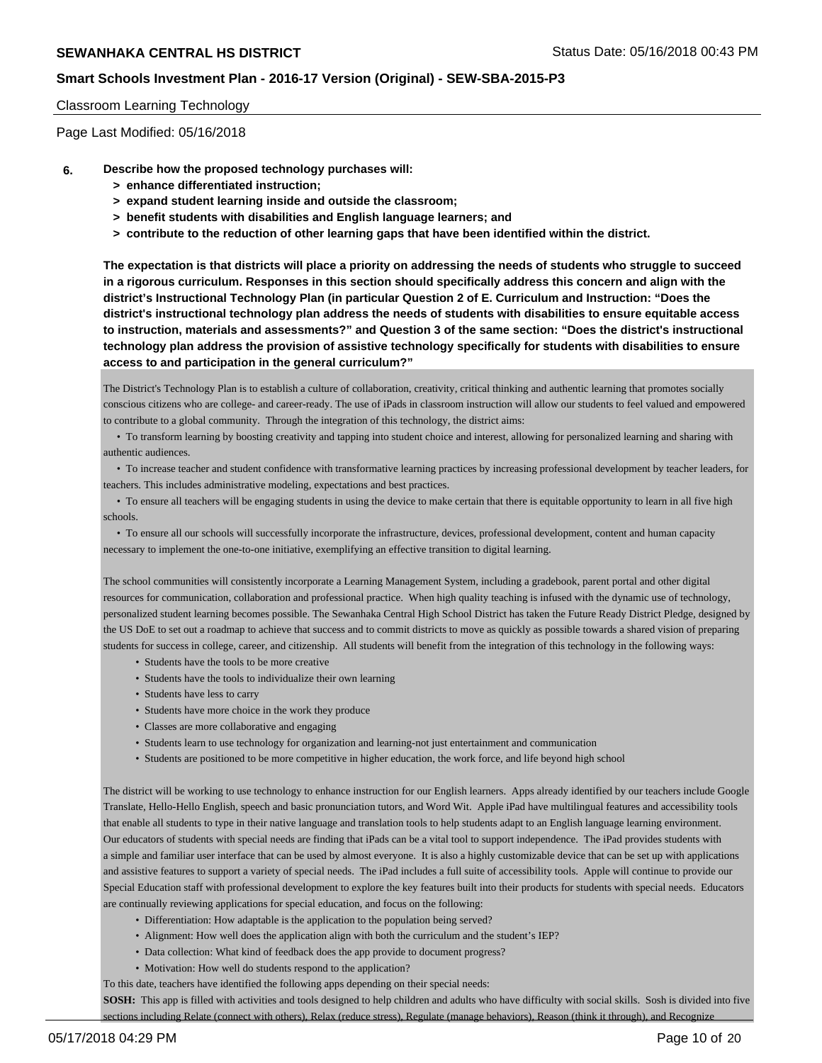Classroom Learning Technology

Page Last Modified: 05/16/2018

**6. Describe how the proposed technology purchases will:**
**> enhance differentiated instruction;**
**> expand student learning inside and outside the classroom;**
**> benefit students with disabilities and English language learners; and**
**> contribute to the reduction of other learning gaps that have been identified within the district.**

**The expectation is that districts will place a priority on addressing the needs of students who struggle to succeed in a rigorous curriculum. Responses in this section should specifically address this concern and align with the district's Instructional Technology Plan (in particular Question 2 of E. Curriculum and Instruction: "Does the district's instructional technology plan address the needs of students with disabilities to ensure equitable access to instruction, materials and assessments?" and Question 3 of the same section: "Does the district's instructional technology plan address the provision of assistive technology specifically for students with disabilities to ensure access to and participation in the general curriculum?"**

The District's Technology Plan is to establish a culture of collaboration, creativity, critical thinking and authentic learning that promotes socially conscious citizens who are college- and career-ready. The use of iPads in classroom instruction will allow our students to feel valued and empowered to contribute to a global community. Through the integration of this technology, the district aims:

- To transform learning by boosting creativity and tapping into student choice and interest, allowing for personalized learning and sharing with authentic audiences.
- To increase teacher and student confidence with transformative learning practices by increasing professional development by teacher leaders, for teachers. This includes administrative modeling, expectations and best practices.
- To ensure all teachers will be engaging students in using the device to make certain that there is equitable opportunity to learn in all five high schools.
- To ensure all our schools will successfully incorporate the infrastructure, devices, professional development, content and human capacity necessary to implement the one-to-one initiative, exemplifying an effective transition to digital learning.

The school communities will consistently incorporate a Learning Management System, including a gradebook, parent portal and other digital resources for communication, collaboration and professional practice. When high quality teaching is infused with the dynamic use of technology, personalized student learning becomes possible. The Sewanhaka Central High School District has taken the Future Ready District Pledge, designed by the US DoE to set out a roadmap to achieve that success and to commit districts to move as quickly as possible towards a shared vision of preparing students for success in college, career, and citizenship. All students will benefit from the integration of this technology in the following ways:

- Students have the tools to be more creative
- Students have the tools to individualize their own learning
- Students have less to carry
- Students have more choice in the work they produce
- Classes are more collaborative and engaging
- Students learn to use technology for organization and learning-not just entertainment and communication
- Students are positioned to be more competitive in higher education, the work force, and life beyond high school

The district will be working to use technology to enhance instruction for our English learners. Apps already identified by our teachers include Google Translate, Hello-Hello English, speech and basic pronunciation tutors, and Word Wit. Apple iPad have multilingual features and accessibility tools that enable all students to type in their native language and translation tools to help students adapt to an English language learning environment. Our educators of students with special needs are finding that iPads can be a vital tool to support independence. The iPad provides students with a simple and familiar user interface that can be used by almost everyone. It is also a highly customizable device that can be set up with applications and assistive features to support a variety of special needs. The iPad includes a full suite of accessibility tools. Apple will continue to provide our Special Education staff with professional development to explore the key features built into their products for students with special needs. Educators are continually reviewing applications for special education, and focus on the following:

- Differentiation: How adaptable is the application to the population being served?
- Alignment: How well does the application align with both the curriculum and the student's IEP?
- Data collection: What kind of feedback does the app provide to document progress?
- Motivation: How well do students respond to the application?

To this date, teachers have identified the following apps depending on their special needs:

**SOSH:** This app is filled with activities and tools designed to help children and adults who have difficulty with social skills. Sosh is divided into five sections including Relate (connect with others), Relax (reduce stress), Regulate (manage behaviors), Reason (think it through), and Recognize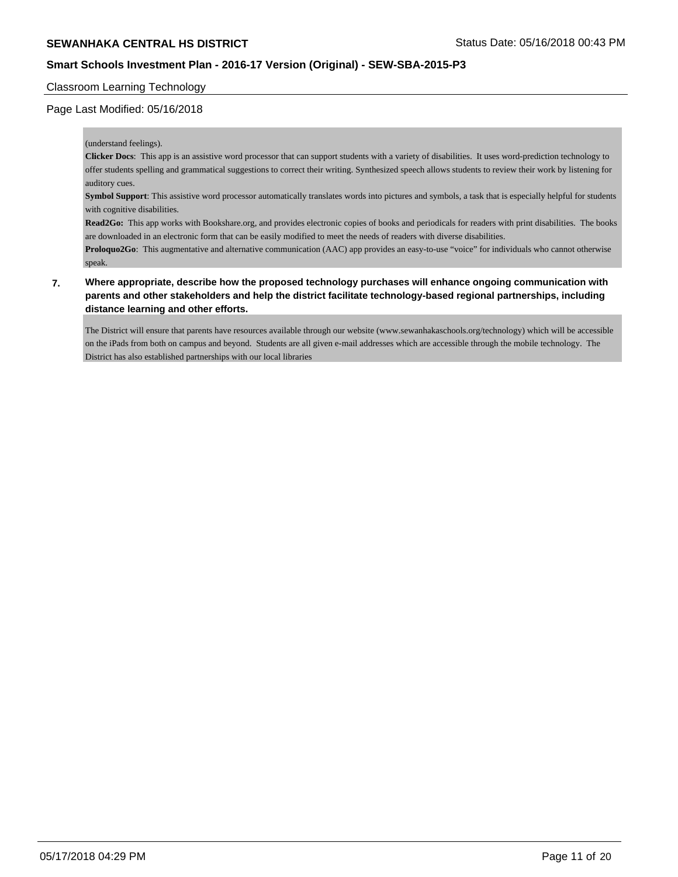Classroom Learning Technology

Page Last Modified: 05/16/2018

(understand feelings).

**Clicker Docs**: This app is an assistive word processor that can support students with a variety of disabilities. It uses word-prediction technology to offer students spelling and grammatical suggestions to correct their writing. Synthesized speech allows students to review their work by listening for auditory cues.

**Symbol Support**: This assistive word processor automatically translates words into pictures and symbols, a task that is especially helpful for students with cognitive disabilities.

**Read2Go:** This app works with Bookshare.org, and provides electronic copies of books and periodicals for readers with print disabilities. The books are downloaded in an electronic form that can be easily modified to meet the needs of readers with diverse disabilities.

**Proloquo2Go**: This augmentative and alternative communication (AAC) app provides an easy-to-use "voice" for individuals who cannot otherwise speak.

**7. Where appropriate, describe how the proposed technology purchases will enhance ongoing communication with parents and other stakeholders and help the district facilitate technology-based regional partnerships, including distance learning and other efforts.**

The District will ensure that parents have resources available through our website (www.sewanhakaschools.org/technology) which will be accessible on the iPads from both on campus and beyond. Students are all given e-mail addresses which are accessible through the mobile technology. The District has also established partnerships with our local libraries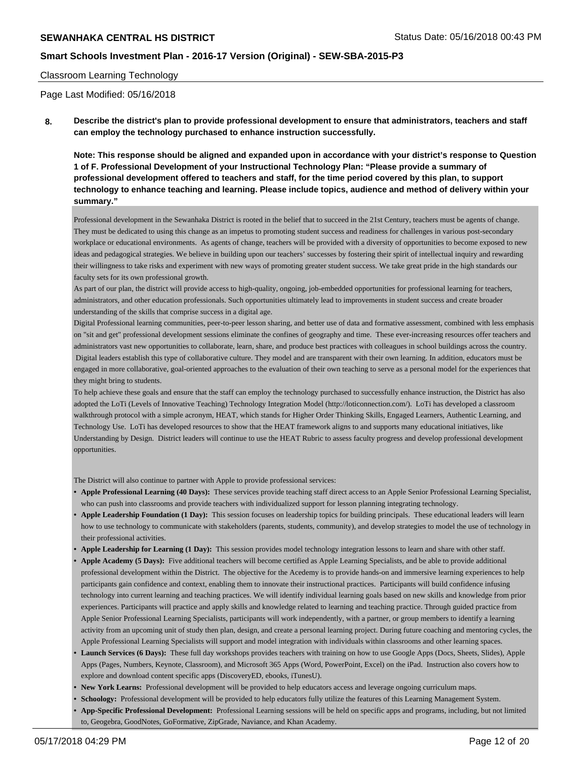Classroom Learning Technology

Page Last Modified: 05/16/2018

**8. Describe the district's plan to provide professional development to ensure that administrators, teachers and staff can employ the technology purchased to enhance instruction successfully.**

**Note: This response should be aligned and expanded upon in accordance with your district's response to Question 1 of F. Professional Development of your Instructional Technology Plan: "Please provide a summary of professional development offered to teachers and staff, for the time period covered by this plan, to support technology to enhance teaching and learning. Please include topics, audience and method of delivery within your summary."**

Professional development in the Sewanhaka District is rooted in the belief that to succeed in the 21st Century, teachers must be agents of change. They must be dedicated to using this change as an impetus to promoting student success and readiness for challenges in various post-secondary workplace or educational environments. As agents of change, teachers will be provided with a diversity of opportunities to become exposed to new ideas and pedagogical strategies. We believe in building upon our teachers' successes by fostering their spirit of intellectual inquiry and rewarding their willingness to take risks and experiment with new ways of promoting greater student success. We take great pride in the high standards our faculty sets for its own professional growth.

As part of our plan, the district will provide access to high-quality, ongoing, job-embedded opportunities for professional learning for teachers, administrators, and other education professionals. Such opportunities ultimately lead to improvements in student success and create broader understanding of the skills that comprise success in a digital age.

Digital Professional learning communities, peer-to-peer lesson sharing, and better use of data and formative assessment, combined with less emphasis on "sit and get" professional development sessions eliminate the confines of geography and time. These ever-increasing resources offer teachers and administrators vast new opportunities to collaborate, learn, share, and produce best practices with colleagues in school buildings across the country. Digital leaders establish this type of collaborative culture. They model and are transparent with their own learning. In addition, educators must be engaged in more collaborative, goal-oriented approaches to the evaluation of their own teaching to serve as a personal model for the experiences that they might bring to students.

To help achieve these goals and ensure that the staff can employ the technology purchased to successfully enhance instruction, the District has also adopted the LoTi (Levels of Innovative Teaching) Technology Integration Model (http://loticonnection.com/). LoTi has developed a classroom walkthrough protocol with a simple acronym, HEAT, which stands for Higher Order Thinking Skills, Engaged Learners, Authentic Learning, and Technology Use. LoTi has developed resources to show that the HEAT framework aligns to and supports many educational initiatives, like Understanding by Design. District leaders will continue to use the HEAT Rubric to assess faculty progress and develop professional development opportunities.

The District will also continue to partner with Apple to provide professional services:

- **Apple Professional Learning (40 Days):** These services provide teaching staff direct access to an Apple Senior Professional Learning Specialist, who can push into classrooms and provide teachers with individualized support for lesson planning integrating technology.
- **Apple Leadership Foundation (1 Day):** This session focuses on leadership topics for building principals. These educational leaders will learn how to use technology to communicate with stakeholders (parents, students, community), and develop strategies to model the use of technology in their professional activities.
- **Apple Leadership for Learning (1 Day):** This session provides model technology integration lessons to learn and share with other staff.
- **Apple Academy (5 Days):** Five additional teachers will become certified as Apple Learning Specialists, and be able to provide additional professional development within the District. The objective for the Acedemy is to provide hands-on and immersive learning experiences to help participants gain confidence and context, enabling them to innovate their instructional practices. Participants will build confidence infusing technology into current learning and teaching practices. We will identify individual learning goals based on new skills and knowledge from prior experiences. Participants will practice and apply skills and knowledge related to learning and teaching practice. Through guided practice from Apple Senior Professional Learning Specialists, participants will work independently, with a partner, or group members to identify a learning activity from an upcoming unit of study then plan, design, and create a personal learning project. During future coaching and mentoring cycles, the Apple Professional Learning Specialists will support and model integration with individuals within classrooms and other learning spaces.
- **Launch Services (6 Days):** These full day workshops provides teachers with training on how to use Google Apps (Docs, Sheets, Slides), Apple Apps (Pages, Numbers, Keynote, Classroom), and Microsoft 365 Apps (Word, PowerPoint, Excel) on the iPad. Instruction also covers how to explore and download content specific apps (DiscoveryED, ebooks, iTunesU).
- **New York Learns:** Professional development will be provided to help educators access and leverage ongoing curriculum maps.
- **Schoology:** Professional development will be provided to help educators fully utilize the features of this Learning Management System.
- **App-Specific Professional Development:** Professional Learning sessions will be held on specific apps and programs, including, but not limited to, Geogebra, GoodNotes, GoFormative, ZipGrade, Naviance, and Khan Academy.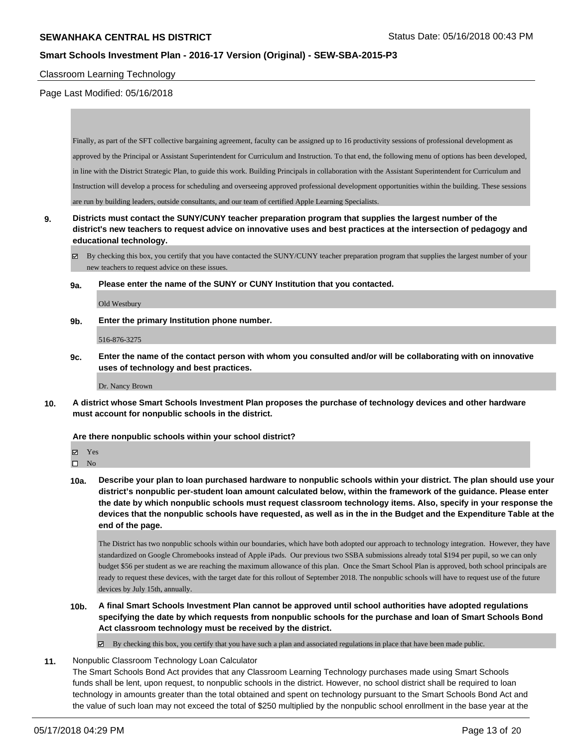Finally, as part of the SFT collective bargaining agreement, faculty can be assigned up to 16 productivity sessions of professional development as approved by the Principal or Assistant Superintendent for Curriculum and Instruction. To that end, the following menu of options has been developed, in line with the District Strategic Plan, to guide this work. Building Principals in collaboration with the Assistant Superintendent for Curriculum and Instruction will develop a process for scheduling and overseeing approved professional development opportunities within the building. These sessions are run by building leaders, outside consultants, and our team of certified Apple Learning Specialists.

**9. Districts must contact the SUNY/CUNY teacher preparation program that supplies the largest number of the district's new teachers to request advice on innovative uses and best practices at the intersection of pedagogy and educational technology.**

☑ By checking this box, you certify that you have contacted the SUNY/CUNY teacher preparation program that supplies the largest number of your new teachers to request advice on these issues.

**9a. Please enter the name of the SUNY or CUNY Institution that you contacted.**

Old Westbury

**9b. Enter the primary Institution phone number.**

516-876-3275

**9c. Enter the name of the contact person with whom you consulted and/or will be collaborating with on innovative uses of technology and best practices.**

Dr. Nancy Brown

**10. A district whose Smart Schools Investment Plan proposes the purchase of technology devices and other hardware must account for nonpublic schools in the district.**

**Are there nonpublic schools within your school district?**

☑ Yes
☐ No

**10a. Describe your plan to loan purchased hardware to nonpublic schools within your district. The plan should use your district's nonpublic per-student loan amount calculated below, within the framework of the guidance. Please enter the date by which nonpublic schools must request classroom technology items. Also, specify in your response the devices that the nonpublic schools have requested, as well as in the in the Budget and the Expenditure Table at the end of the page.**

The District has two nonpublic schools within our boundaries, which have both adopted our approach to technology integration. However, they have standardized on Google Chromebooks instead of Apple iPads. Our previous two SSBA submissions already total $194 per pupil, so we can only budget $56 per student as we are reaching the maximum allowance of this plan. Once the Smart School Plan is approved, both school principals are ready to request these devices, with the target date for this rollout of September 2018. The nonpublic schools will have to request use of the future devices by July 15th, annually.

**10b. A final Smart Schools Investment Plan cannot be approved until school authorities have adopted regulations specifying the date by which requests from nonpublic schools for the purchase and loan of Smart Schools Bond Act classroom technology must be received by the district.**

☑ By checking this box, you certify that you have such a plan and associated regulations in place that have been made public.

**11.** Nonpublic Classroom Technology Loan Calculator

The Smart Schools Bond Act provides that any Classroom Learning Technology purchases made using Smart Schools funds shall be lent, upon request, to nonpublic schools in the district. However, no school district shall be required to loan technology in amounts greater than the total obtained and spent on technology pursuant to the Smart Schools Bond Act and the value of such loan may not exceed the total of $250 multiplied by the nonpublic school enrollment in the base year at the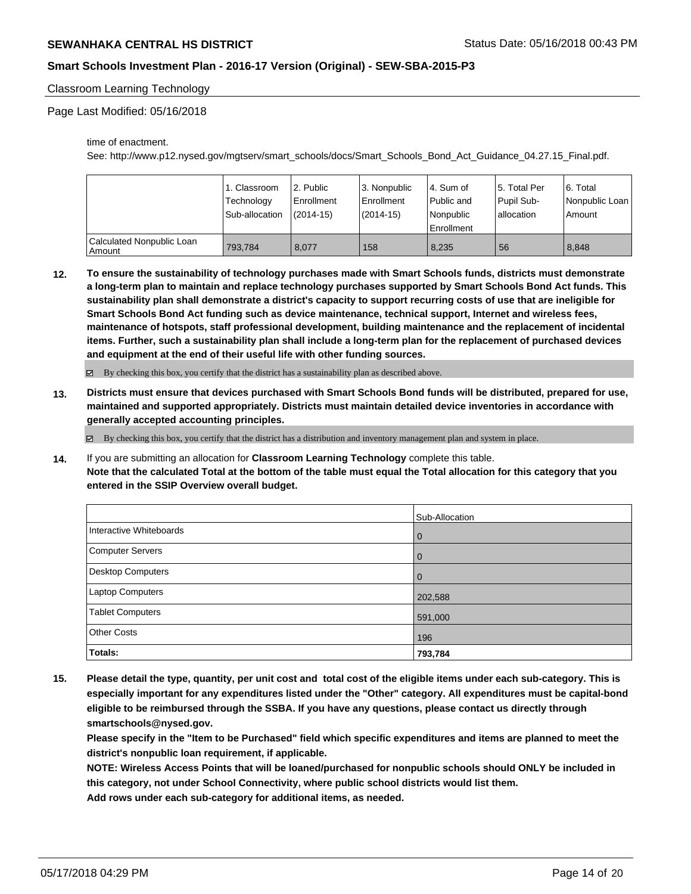time of enactment.

See: http://www.p12.nysed.gov/mgtserv/smart_schools/docs/Smart_Schools_Bond_Act_Guidance_04.27.15_Final.pdf.

| | 1. Classroom Technology Sub-allocation | 2. Public Enrollment (2014-15) | 3. Nonpublic Enrollment (2014-15) | 4. Sum of Public and Nonpublic Enrollment | 5. Total Per Pupil Sub-allocation | 6. Total Nonpublic Loan Amount |
|---|---|---|---|---|---|---|
| Calculated Nonpublic Loan Amount | 793,784 | 8,077 | 158 | 8,235 | 56 | 8,848 |

**12. To ensure the sustainability of technology purchases made with Smart Schools funds, districts must demonstrate a long-term plan to maintain and replace technology purchases supported by Smart Schools Bond Act funds. This sustainability plan shall demonstrate a district's capacity to support recurring costs of use that are ineligible for Smart Schools Bond Act funding such as device maintenance, technical support, Internet and wireless fees, maintenance of hotspots, staff professional development, building maintenance and the replacement of incidental items. Further, such a sustainability plan shall include a long-term plan for the replacement of purchased devices and equipment at the end of their useful life with other funding sources.**

☑ By checking this box, you certify that the district has a sustainability plan as described above.

**13. Districts must ensure that devices purchased with Smart Schools Bond funds will be distributed, prepared for use, maintained and supported appropriately. Districts must maintain detailed device inventories in accordance with generally accepted accounting principles.**

☑ By checking this box, you certify that the district has a distribution and inventory management plan and system in place.

14. If you are submitting an allocation for **Classroom Learning Technology** complete this table.
**Note that the calculated Total at the bottom of the table must equal the Total allocation for this category that you entered in the SSIP Overview overall budget.**

| | Sub-Allocation |
|---|---|
| Interactive Whiteboards | 0 |
| Computer Servers | 0 |
| Desktop Computers | 0 |
| Laptop Computers | 202,588 |
| Tablet Computers | 591,000 |
| Other Costs | 196 |
| **Totals:** | **793,784** |

**15. Please detail the type, quantity, per unit cost and total cost of the eligible items under each sub-category. This is especially important for any expenditures listed under the "Other" category. All expenditures must be capital-bond eligible to be reimbursed through the SSBA. If you have any questions, please contact us directly through smartschools@nysed.gov.**
**Please specify in the "Item to be Purchased" field which specific expenditures and items are planned to meet the district's nonpublic loan requirement, if applicable.**
**NOTE: Wireless Access Points that will be loaned/purchased for nonpublic schools should ONLY be included in this category, not under School Connectivity, where public school districts would list them.**
**Add rows under each sub-category for additional items, as needed.**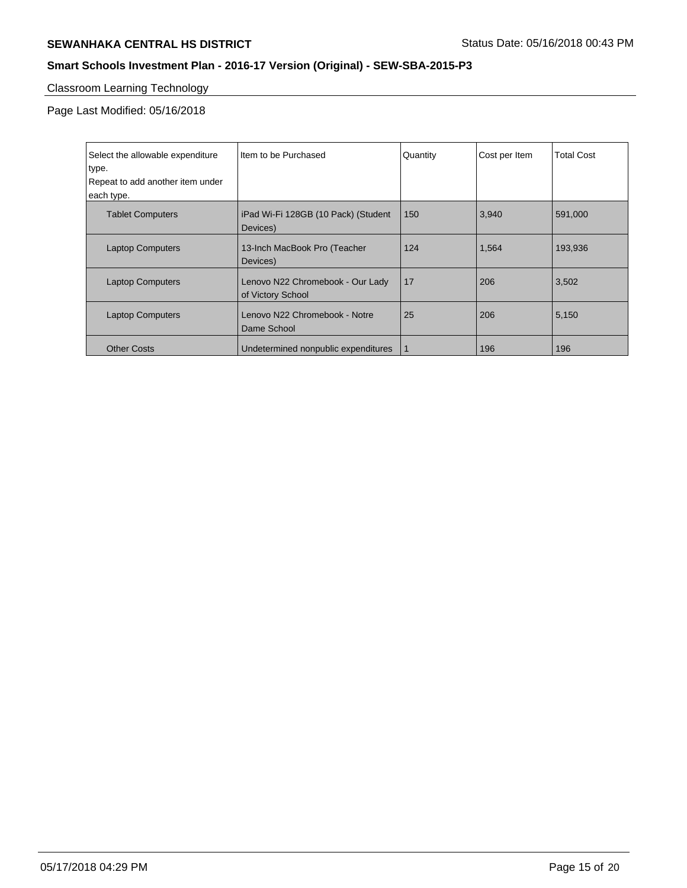## Classroom Learning Technology

Page Last Modified: 05/16/2018

| Select the allowable expenditure type. Repeat to add another item under each type. | Item to be Purchased | Quantity | Cost per Item | Total Cost |
|---|---|---|---|---|
| Tablet Computers | iPad Wi-Fi 128GB (10 Pack) (Student Devices) | 150 | 3,940 | 591,000 |
| Laptop Computers | 13-Inch MacBook Pro (Teacher Devices) | 124 | 1,564 | 193,936 |
| Laptop Computers | Lenovo N22 Chromebook - Our Lady of Victory School | 17 | 206 | 3,502 |
| Laptop Computers | Lenovo N22 Chromebook - Notre Dame School | 25 | 206 | 5,150 |
| Other Costs | Undetermined nonpublic expenditures | 1 | 196 | 196 |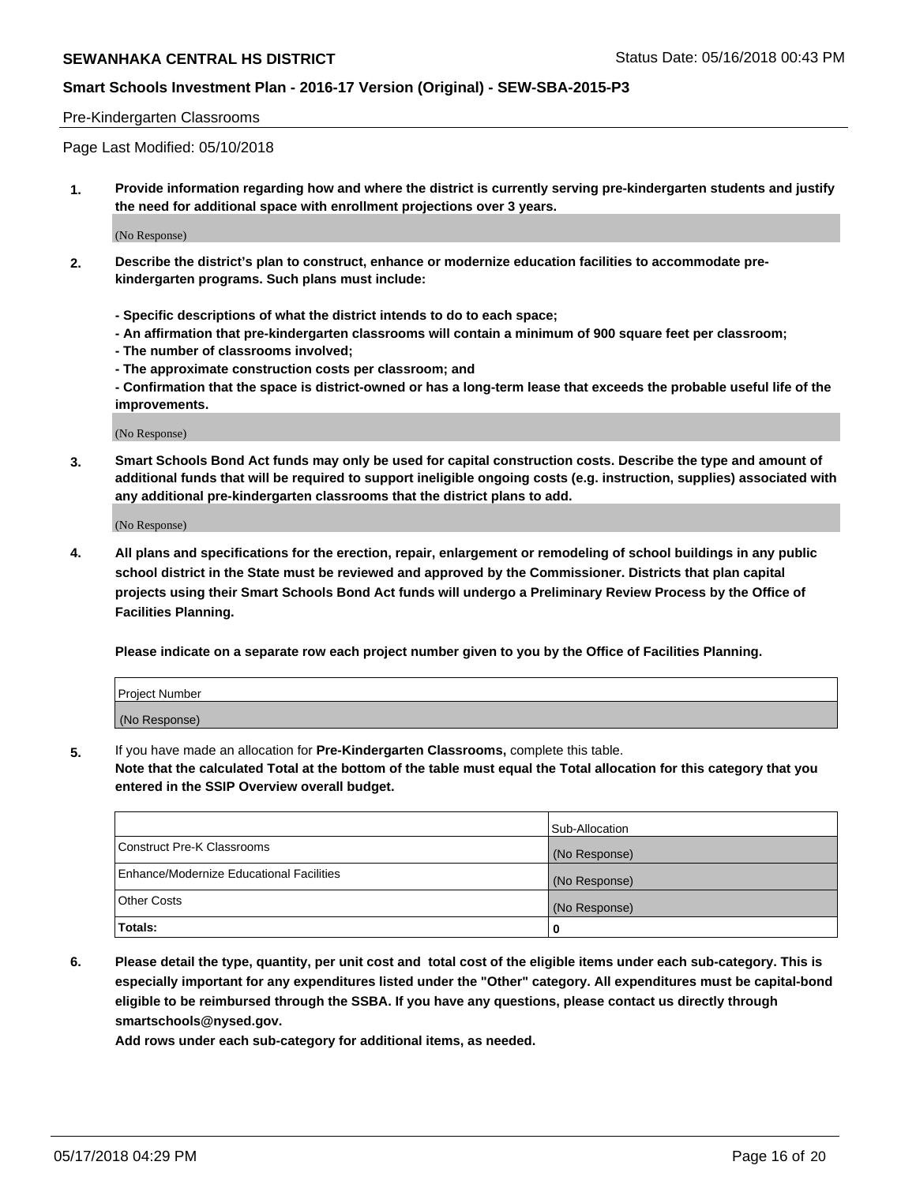Pre-Kindergarten Classrooms

Page Last Modified: 05/10/2018

1. **Provide information regarding how and where the district is currently serving pre-kindergarten students and justify the need for additional space with enrollment projections over 3 years.**

(No Response)

2. **Describe the district's plan to construct, enhance or modernize education facilities to accommodate pre-kindergarten programs. Such plans must include:**

   **- Specific descriptions of what the district intends to do to each space;**
   **- An affirmation that pre-kindergarten classrooms will contain a minimum of 900 square feet per classroom;**
   **- The number of classrooms involved;**
   **- The approximate construction costs per classroom; and**
   **- Confirmation that the space is district-owned or has a long-term lease that exceeds the probable useful life of the improvements.**

(No Response)

3. **Smart Schools Bond Act funds may only be used for capital construction costs. Describe the type and amount of additional funds that will be required to support ineligible ongoing costs (e.g. instruction, supplies) associated with any additional pre-kindergarten classrooms that the district plans to add.**

(No Response)

4. **All plans and specifications for the erection, repair, enlargement or remodeling of school buildings in any public school district in the State must be reviewed and approved by the Commissioner. Districts that plan capital projects using their Smart Schools Bond Act funds will undergo a Preliminary Review Process by the Office of Facilities Planning.**

   **Please indicate on a separate row each project number given to you by the Office of Facilities Planning.**

| Project Number |
| --- |
| (No Response) |

5. If you have made an allocation for **Pre-Kindergarten Classrooms,** complete this table.
   **Note that the calculated Total at the bottom of the table must equal the Total allocation for this category that you entered in the SSIP Overview overall budget.**

| | Sub-Allocation |
| --- | --- |
| Construct Pre-K Classrooms | (No Response) |
| Enhance/Modernize Educational Facilities | (No Response) |
| Other Costs | (No Response) |
| **Totals:** | **0** |

6. **Please detail the type, quantity, per unit cost and total cost of the eligible items under each sub-category. This is especially important for any expenditures listed under the "Other" category. All expenditures must be capital-bond eligible to be reimbursed through the SSBA. If you have any questions, please contact us directly through smartschools@nysed.gov.**

   **Add rows under each sub-category for additional items, as needed.**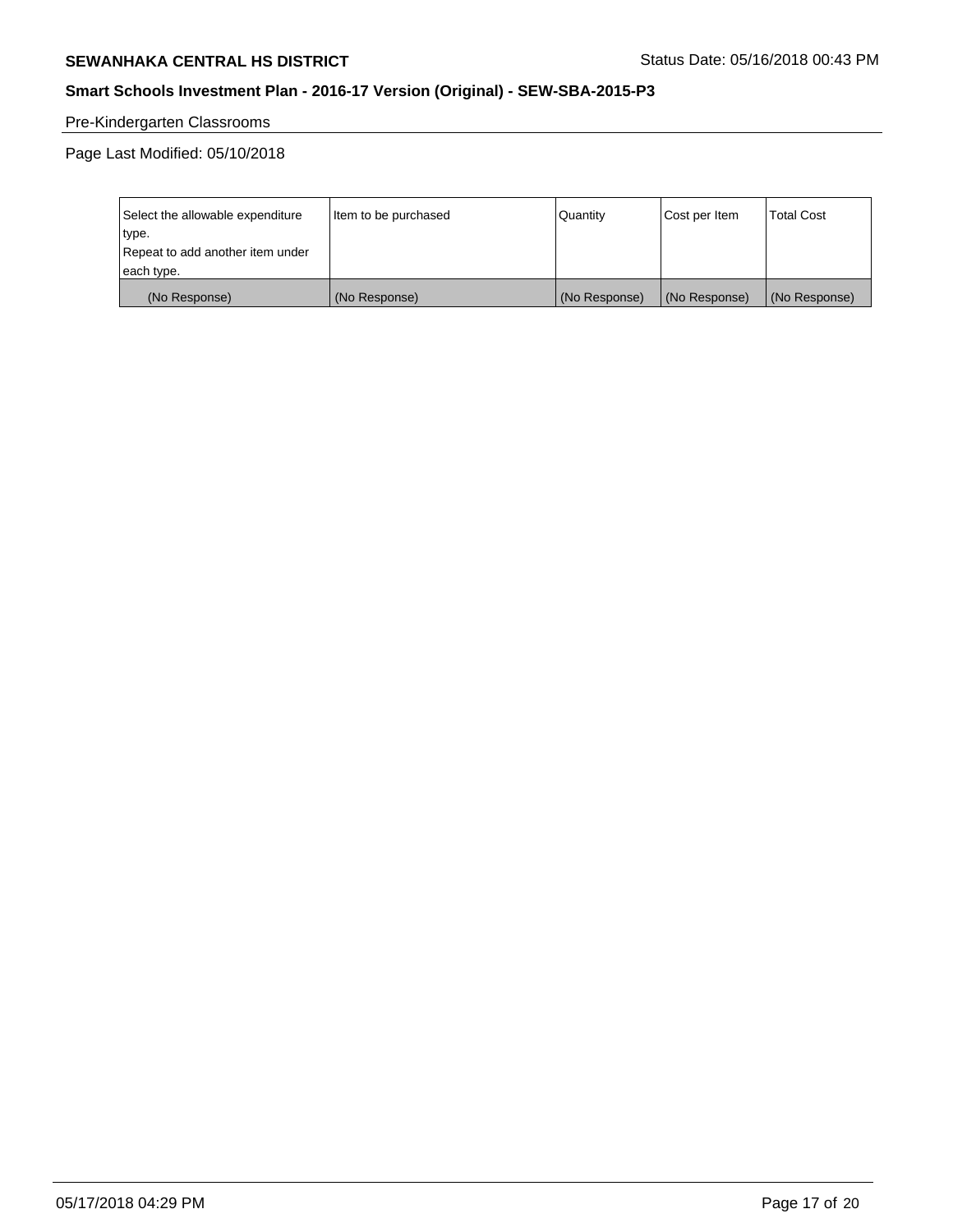Pre-Kindergarten Classrooms

Page Last Modified: 05/10/2018

| Select the allowable expenditure type.<br>Repeat to add another item under each type. | Item to be purchased | Quantity | Cost per Item | Total Cost |
|---|---|---|---|---|
| (No Response) | (No Response) | (No Response) | (No Response) | (No Response) |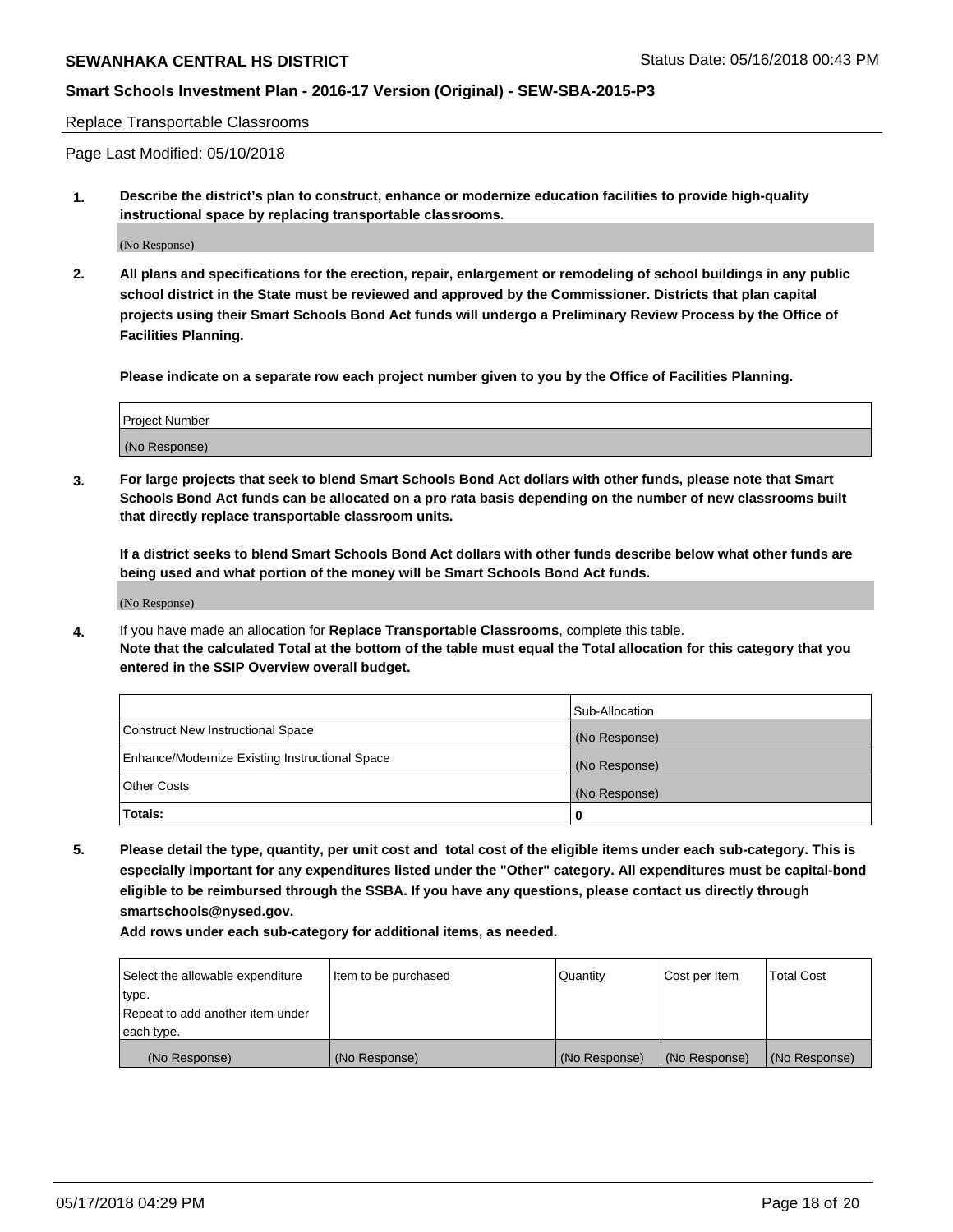Replace Transportable Classrooms

Page Last Modified: 05/10/2018

**1. Describe the district's plan to construct, enhance or modernize education facilities to provide high-quality instructional space by replacing transportable classrooms.**

(No Response)

**2. All plans and specifications for the erection, repair, enlargement or remodeling of school buildings in any public school district in the State must be reviewed and approved by the Commissioner. Districts that plan capital projects using their Smart Schools Bond Act funds will undergo a Preliminary Review Process by the Office of Facilities Planning.**

**Please indicate on a separate row each project number given to you by the Office of Facilities Planning.**

| Project Number |
|---|
| (No Response) |

**3. For large projects that seek to blend Smart Schools Bond Act dollars with other funds, please note that Smart Schools Bond Act funds can be allocated on a pro rata basis depending on the number of new classrooms built that directly replace transportable classroom units.**

**If a district seeks to blend Smart Schools Bond Act dollars with other funds describe below what other funds are being used and what portion of the money will be Smart Schools Bond Act funds.**

(No Response)

**4.** If you have made an allocation for **Replace Transportable Classrooms**, complete this table.
**Note that the calculated Total at the bottom of the table must equal the Total allocation for this category that you entered in the SSIP Overview overall budget.**

| | Sub-Allocation |
|---|---|
| Construct New Instructional Space | (No Response) |
| Enhance/Modernize Existing Instructional Space | (No Response) |
| Other Costs | (No Response) |
| **Totals:** | **0** |

**5. Please detail the type, quantity, per unit cost and total cost of the eligible items under each sub-category. This is especially important for any expenditures listed under the "Other" category. All expenditures must be capital-bond eligible to be reimbursed through the SSBA. If you have any questions, please contact us directly through smartschools@nysed.gov.**

**Add rows under each sub-category for additional items, as needed.**

| Select the allowable expenditure type. Repeat to add another item under each type. | Item to be purchased | Quantity | Cost per Item | Total Cost |
|---|---|---|---|---|
| (No Response) | (No Response) | (No Response) | (No Response) | (No Response) |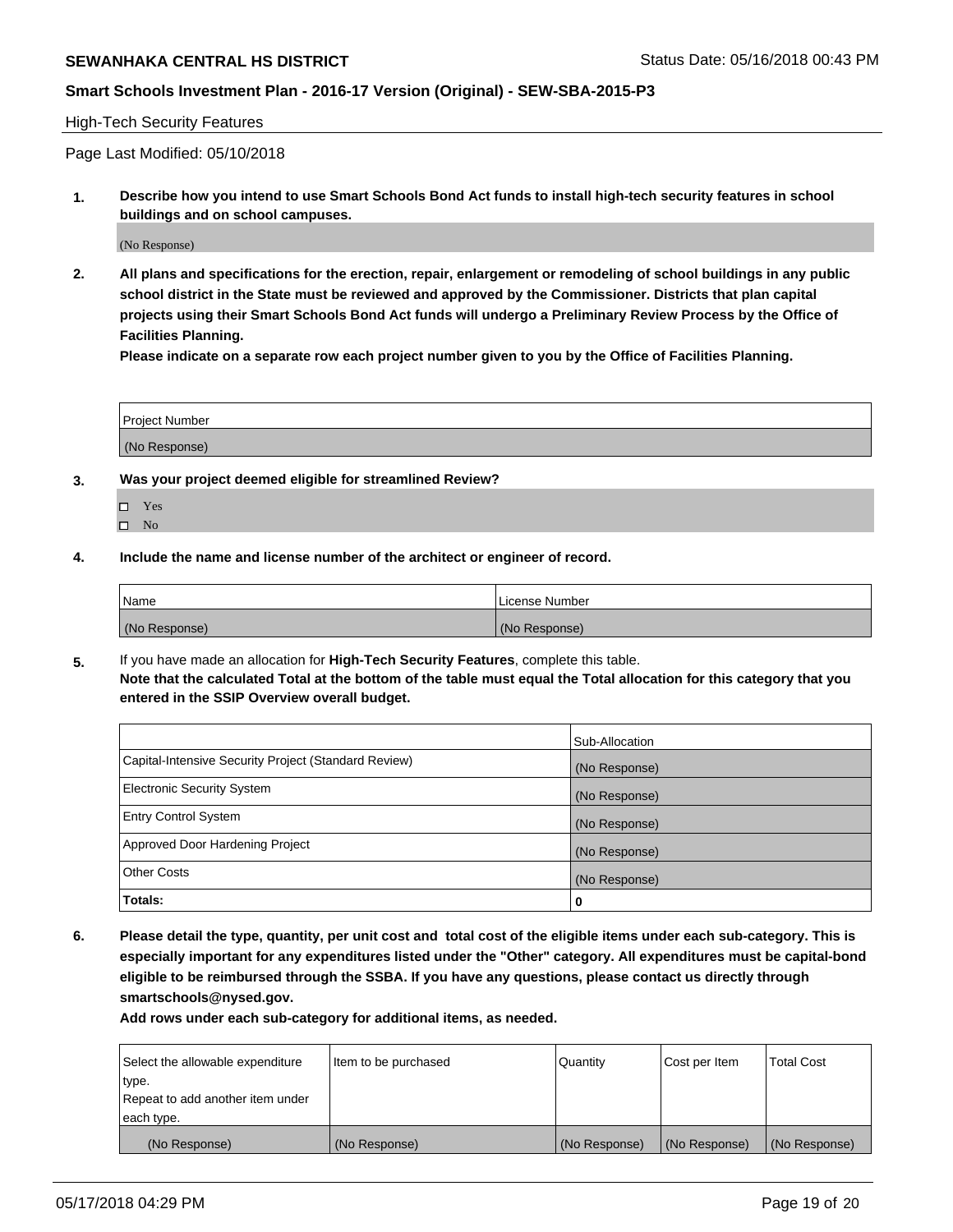High-Tech Security Features

Page Last Modified: 05/10/2018

**1. Describe how you intend to use Smart Schools Bond Act funds to install high-tech security features in school buildings and on school campuses.**

(No Response)

**2. All plans and specifications for the erection, repair, enlargement or remodeling of school buildings in any public school district in the State must be reviewed and approved by the Commissioner. Districts that plan capital projects using their Smart Schools Bond Act funds will undergo a Preliminary Review Process by the Office of Facilities Planning.**

**Please indicate on a separate row each project number given to you by the Office of Facilities Planning.**

| Project Number |
|---|
| (No Response) |

**3. Was your project deemed eligible for streamlined Review?**

- Yes
- No

**4. Include the name and license number of the architect or engineer of record.**

| Name | License Number |
|---|---|
| (No Response) | (No Response) |

**5.** If you have made an allocation for **High-Tech Security Features**, complete this table.
**Note that the calculated Total at the bottom of the table must equal the Total allocation for this category that you entered in the SSIP Overview overall budget.**

| | Sub-Allocation |
|---|---|
| Capital-Intensive Security Project (Standard Review) | (No Response) |
| Electronic Security System | (No Response) |
| Entry Control System | (No Response) |
| Approved Door Hardening Project | (No Response) |
| Other Costs | (No Response) |
| **Totals:** | **0** |

**6. Please detail the type, quantity, per unit cost and total cost of the eligible items under each sub-category. This is especially important for any expenditures listed under the "Other" category. All expenditures must be capital-bond eligible to be reimbursed through the SSBA. If you have any questions, please contact us directly through smartschools@nysed.gov.**

**Add rows under each sub-category for additional items, as needed.**

| Select the allowable expenditure type. Repeat to add another item under each type. | Item to be purchased | Quantity | Cost per Item | Total Cost |
|---|---|---|---|---|
| (No Response) | (No Response) | (No Response) | (No Response) | (No Response) |